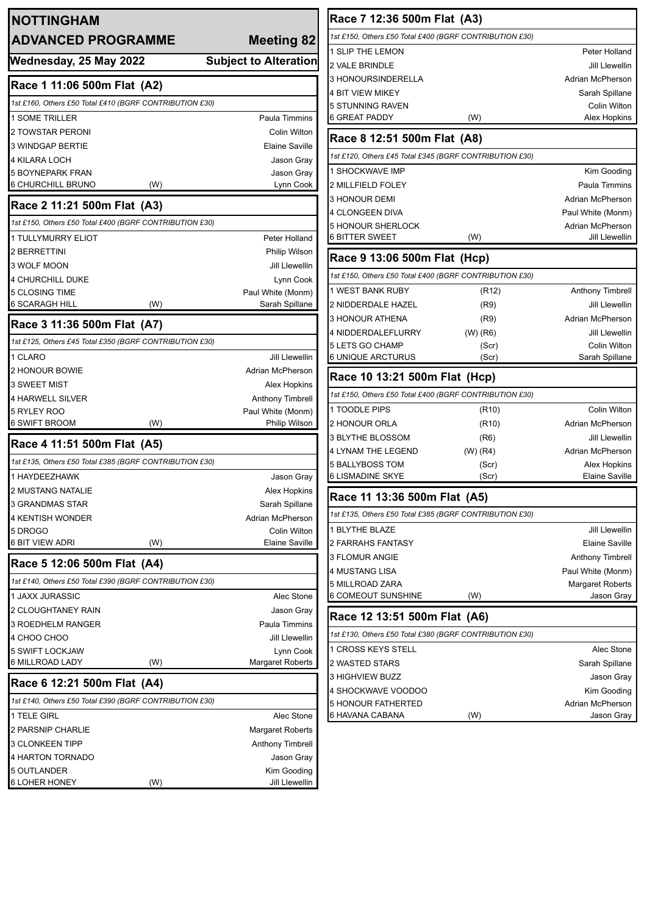# NOTTINGHAM

## ADVANCED PROGRAMME — Meeting 82

**Wednesday, 25 May 2022** — **Subject to Alteration**

### Race 1 11:06 500m Flat (A2)

*1st £160, Others £50 Total £410 (BGRF CONTRIBUTION £30)*

| Trap | Greyhound | | Trainer |
|---|---|---|---|
| 1 | SOME TRILLER | | Paula Timmins |
| 2 | TOWSTAR PERONI | | Colin Wilton |
| 3 | WINDGAP BERTIE | | Elaine Saville |
| 4 | KILARA LOCH | | Jason Gray |
| 5 | BOYNEPARK FRAN | | Jason Gray |
| 6 | CHURCHILL BRUNO | (W) | Lynn Cook |

### Race 2 11:21 500m Flat (A3)

*1st £150, Others £50 Total £400 (BGRF CONTRIBUTION £30)*

| Trap | Greyhound | | Trainer |
|---|---|---|---|
| 1 | TULLYMURRY ELIOT | | Peter Holland |
| 2 | BERRETTINI | | Philip Wilson |
| 3 | WOLF MOON | | Jill Llewellin |
| 4 | CHURCHILL DUKE | | Lynn Cook |
| 5 | CLOSING TIME | | Paul White (Monm) |
| 6 | SCARAGH HILL | (W) | Sarah Spillane |

### Race 3 11:36 500m Flat (A7)

*1st £125, Others £45 Total £350 (BGRF CONTRIBUTION £30)*

| Trap | Greyhound | | Trainer |
|---|---|---|---|
| 1 | CLARO | | Jill Llewellin |
| 2 | HONOUR BOWIE | | Adrian McPherson |
| 3 | SWEET MIST | | Alex Hopkins |
| 4 | HARWELL SILVER | | Anthony Timbrell |
| 5 | RYLEY ROO | | Paul White (Monm) |
| 6 | SWIFT BROOM | (W) | Philip Wilson |

### Race 4 11:51 500m Flat (A5)

*1st £135, Others £50 Total £385 (BGRF CONTRIBUTION £30)*

| Trap | Greyhound | | Trainer |
|---|---|---|---|
| 1 | HAYDEEZHAWK | | Jason Gray |
| 2 | MUSTANG NATALIE | | Alex Hopkins |
| 3 | GRANDMAS STAR | | Sarah Spillane |
| 4 | KENTISH WONDER | | Adrian McPherson |
| 5 | DROGO | | Colin Wilton |
| 6 | BIT VIEW ADRI | (W) | Elaine Saville |

### Race 5 12:06 500m Flat (A4)

*1st £140, Others £50 Total £390 (BGRF CONTRIBUTION £30)*

| Trap | Greyhound | | Trainer |
|---|---|---|---|
| 1 | JAXX JURASSIC | | Alec Stone |
| 2 | CLOUGHTANEY RAIN | | Jason Gray |
| 3 | ROEDHELM RANGER | | Paula Timmins |
| 4 | CHOO CHOO | | Jill Llewellin |
| 5 | SWIFT LOCKJAW | | Lynn Cook |
| 6 | MILLROAD LADY | (W) | Margaret Roberts |

### Race 6 12:21 500m Flat (A4)

*1st £140, Others £50 Total £390 (BGRF CONTRIBUTION £30)*

| Trap | Greyhound | | Trainer |
|---|---|---|---|
| 1 | TELE GIRL | | Alec Stone |
| 2 | PARSNIP CHARLIE | | Margaret Roberts |
| 3 | CLONKEEN TIPP | | Anthony Timbrell |
| 4 | HARTON TORNADO | | Jason Gray |
| 5 | OUTLANDER | | Kim Gooding |
| 6 | LOHER HONEY | (W) | Jill Llewellin |

### Race 7 12:36 500m Flat (A3)

*1st £150, Others £50 Total £400 (BGRF CONTRIBUTION £30)*

| Trap | Greyhound | | Trainer |
|---|---|---|---|
| 1 | SLIP THE LEMON | | Peter Holland |
| 2 | VALE BRINDLE | | Jill Llewellin |
| 3 | HONOURSINDERELLA | | Adrian McPherson |
| 4 | BIT VIEW MIKEY | | Sarah Spillane |
| 5 | STUNNING RAVEN | | Colin Wilton |
| 6 | GREAT PADDY | (W) | Alex Hopkins |

### Race 8 12:51 500m Flat (A8)

*1st £120, Others £45 Total £345 (BGRF CONTRIBUTION £30)*

| Trap | Greyhound | | Trainer |
|---|---|---|---|
| 1 | SHOCKWAVE IMP | | Kim Gooding |
| 2 | MILLFIELD FOLEY | | Paula Timmins |
| 3 | HONOUR DEMI | | Adrian McPherson |
| 4 | CLONGEEN DIVA | | Paul White (Monm) |
| 5 | HONOUR SHERLOCK | | Adrian McPherson |
| 6 | BITTER SWEET | (W) | Jill Llewellin |

### Race 9 13:06 500m Flat (Hcp)

*1st £150, Others £50 Total £400 (BGRF CONTRIBUTION £30)*

| Trap | Greyhound | | Trainer |
|---|---|---|---|
| 1 | WEST BANK RUBY | (R12) | Anthony Timbrell |
| 2 | NIDDERDALE HAZEL | (R9) | Jill Llewellin |
| 3 | HONOUR ATHENA | (R9) | Adrian McPherson |
| 4 | NIDDERDALEFLURRY | (W) (R6) | Jill Llewellin |
| 5 | LETS GO CHAMP | (Scr) | Colin Wilton |
| 6 | UNIQUE ARCTURUS | (Scr) | Sarah Spillane |

### Race 10 13:21 500m Flat (Hcp)

*1st £150, Others £50 Total £400 (BGRF CONTRIBUTION £30)*

| Trap | Greyhound | | Trainer |
|---|---|---|---|
| 1 | TOODLE PIPS | (R10) | Colin Wilton |
| 2 | HONOUR ORLA | (R10) | Adrian McPherson |
| 3 | BLYTHE BLOSSOM | (R6) | Jill Llewellin |
| 4 | LYNAM THE LEGEND | (W) (R4) | Adrian McPherson |
| 5 | BALLYBOSS TOM | (Scr) | Alex Hopkins |
| 6 | LISMADINE SKYE | (Scr) | Elaine Saville |

### Race 11 13:36 500m Flat (A5)

*1st £135, Others £50 Total £385 (BGRF CONTRIBUTION £30)*

| Trap | Greyhound | | Trainer |
|---|---|---|---|
| 1 | BLYTHE BLAZE | | Jill Llewellin |
| 2 | FARRAHS FANTASY | | Elaine Saville |
| 3 | FLOMUR ANGIE | | Anthony Timbrell |
| 4 | MUSTANG LISA | | Paul White (Monm) |
| 5 | MILLROAD ZARA | | Margaret Roberts |
| 6 | COMEOUT SUNSHINE | (W) | Jason Gray |

### Race 12 13:51 500m Flat (A6)

*1st £130, Others £50 Total £380 (BGRF CONTRIBUTION £30)*

| Trap | Greyhound | | Trainer |
|---|---|---|---|
| 1 | CROSS KEYS STELL | | Alec Stone |
| 2 | WASTED STARS | | Sarah Spillane |
| 3 | HIGHVIEW BUZZ | | Jason Gray |
| 4 | SHOCKWAVE VOODOO | | Kim Gooding |
| 5 | HONOUR FATHERTED | | Adrian McPherson |
| 6 | HAVANA CABANA | (W) | Jason Gray |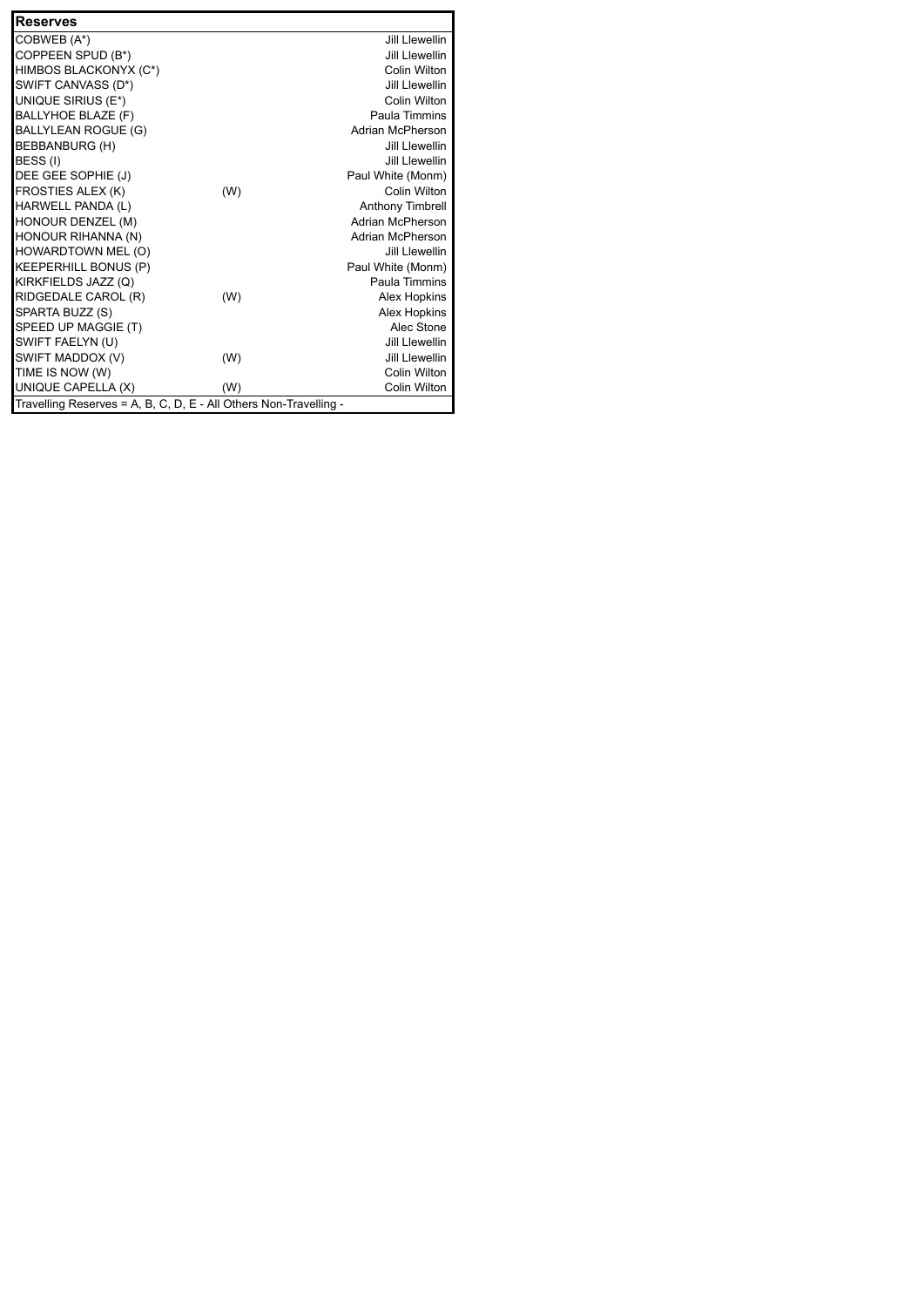| Reserves | | |
|---|---|---|
| COBWEB (A*) | | Jill Llewellin |
| COPPEEN SPUD (B*) | | Jill Llewellin |
| HIMBOS BLACKONYX (C*) | | Colin Wilton |
| SWIFT CANVASS (D*) | | Jill Llewellin |
| UNIQUE SIRIUS (E*) | | Colin Wilton |
| BALLYHOE BLAZE (F) | | Paula Timmins |
| BALLYLEAN ROGUE (G) | | Adrian McPherson |
| BEBBANBURG (H) | | Jill Llewellin |
| BESS (I) | | Jill Llewellin |
| DEE GEE SOPHIE (J) | | Paul White (Monm) |
| FROSTIES ALEX (K) | (W) | Colin Wilton |
| HARWELL PANDA (L) | | Anthony Timbrell |
| HONOUR DENZEL (M) | | Adrian McPherson |
| HONOUR RIHANNA (N) | | Adrian McPherson |
| HOWARDTOWN MEL (O) | | Jill Llewellin |
| KEEPERHILL BONUS (P) | | Paul White (Monm) |
| KIRKFIELDS JAZZ (Q) | | Paula Timmins |
| RIDGEDALE CAROL (R) | (W) | Alex Hopkins |
| SPARTA BUZZ (S) | | Alex Hopkins |
| SPEED UP MAGGIE (T) | | Alec Stone |
| SWIFT FAELYN (U) | | Jill Llewellin |
| SWIFT MADDOX (V) | (W) | Jill Llewellin |
| TIME IS NOW (W) | | Colin Wilton |
| UNIQUE CAPELLA (X) | (W) | Colin Wilton |
| Travelling Reserves = A, B, C, D, E - All Others Non-Travelling - | | |